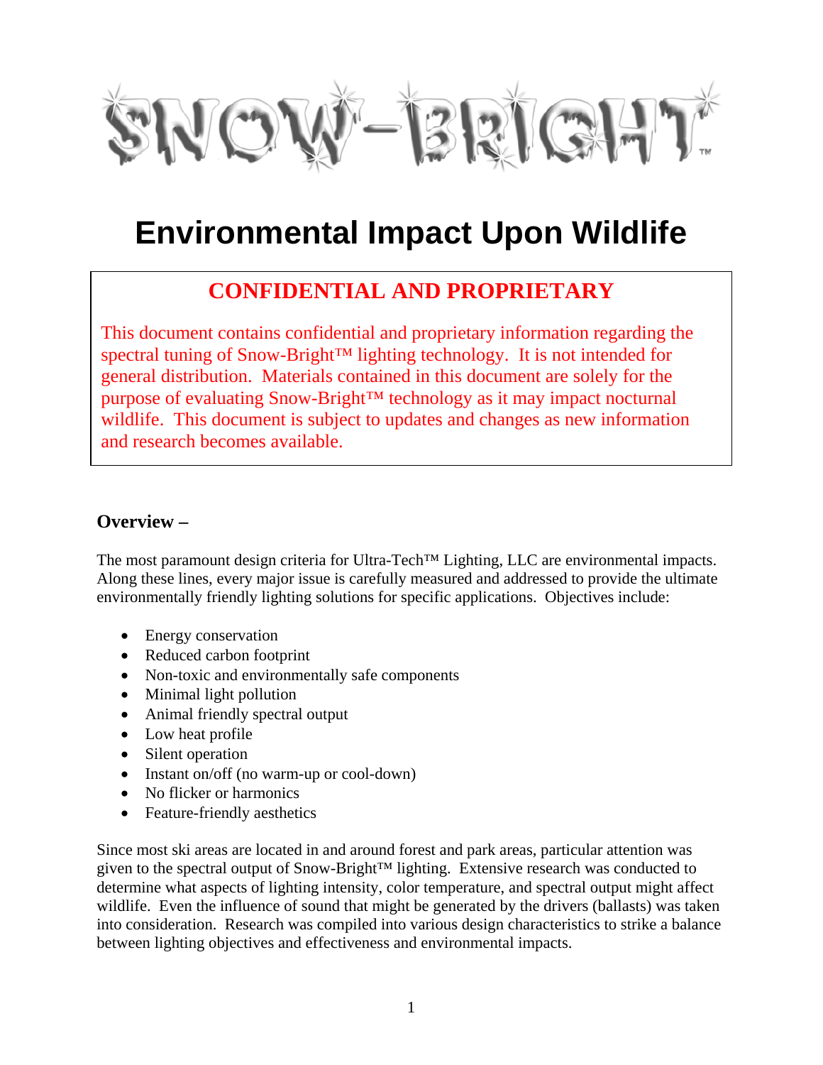# SNOW-BRIGHT™

# Environmental Impact Upon Wildlife

## CONFIDENTIAL AND PROPRIETARY

This document contains confidential and proprietary information regarding the spectral tuning of Snow-Bright™ lighting technology. It is not intended for general distribution. Materials contained in this document are solely for the purpose of evaluating Snow-Bright™ technology as it may impact nocturnal wildlife. This document is subject to updates and changes as new information and research becomes available.

### Overview –

The most paramount design criteria for Ultra-Tech™ Lighting, LLC are environmental impacts. Along these lines, every major issue is carefully measured and addressed to provide the ultimate environmentally friendly lighting solutions for specific applications. Objectives include:

- Energy conservation
- Reduced carbon footprint
- Non-toxic and environmentally safe components
- Minimal light pollution
- Animal friendly spectral output
- Low heat profile
- Silent operation
- Instant on/off (no warm-up or cool-down)
- No flicker or harmonics
- Feature-friendly aesthetics

Since most ski areas are located in and around forest and park areas, particular attention was given to the spectral output of Snow-Bright™ lighting. Extensive research was conducted to determine what aspects of lighting intensity, color temperature, and spectral output might affect wildlife. Even the influence of sound that might be generated by the drivers (ballasts) was taken into consideration. Research was compiled into various design characteristics to strike a balance between lighting objectives and effectiveness and environmental impacts.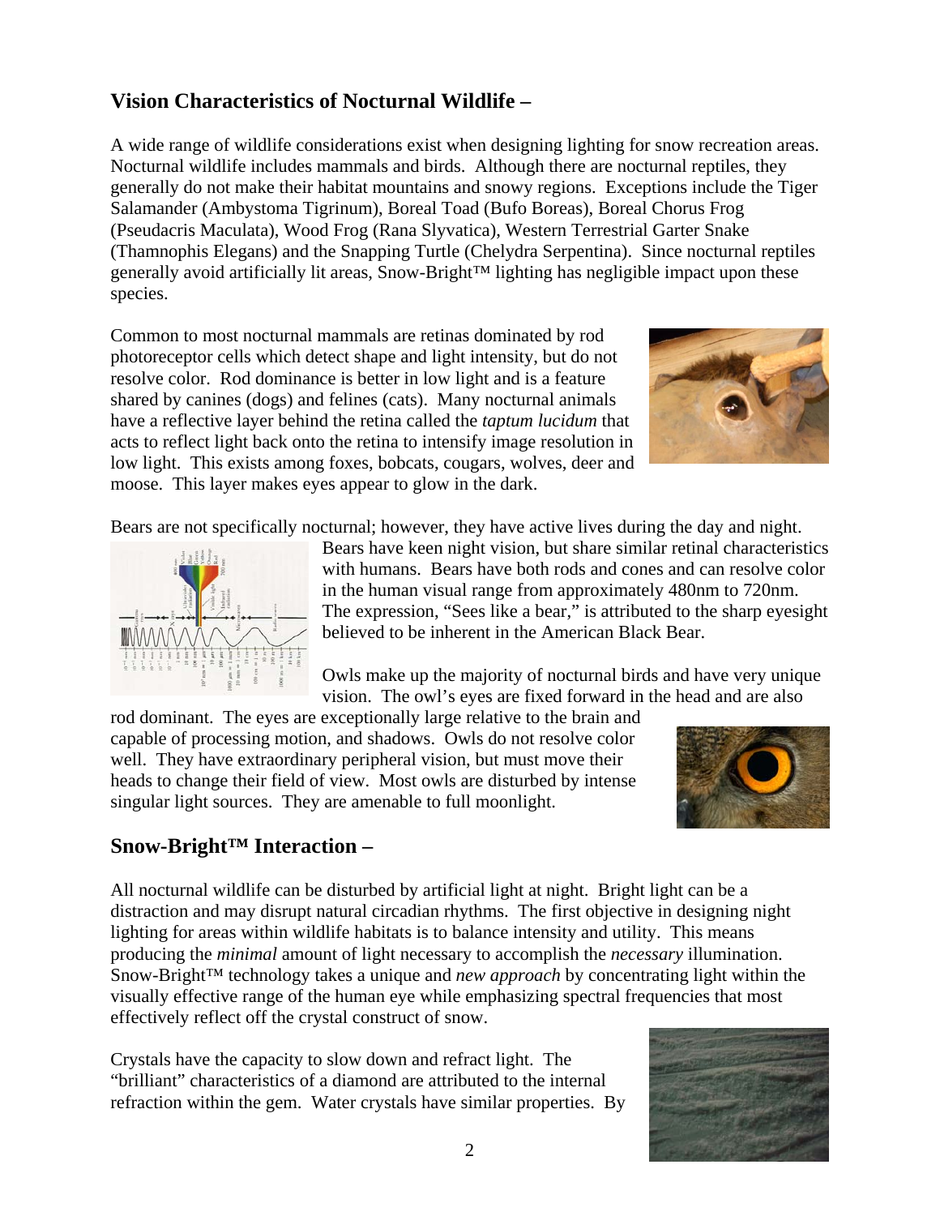## Vision Characteristics of Nocturnal Wildlife –

A wide range of wildlife considerations exist when designing lighting for snow recreation areas. Nocturnal wildlife includes mammals and birds. Although there are nocturnal reptiles, they generally do not make their habitat mountains and snowy regions. Exceptions include the Tiger Salamander (Ambystoma Tigrinum), Boreal Toad (Bufo Boreas), Boreal Chorus Frog (Pseudacris Maculata), Wood Frog (Rana Slyvatica), Western Terrestrial Garter Snake (Thamnophis Elegans) and the Snapping Turtle (Chelydra Serpentina). Since nocturnal reptiles generally avoid artificially lit areas, Snow-Bright™ lighting has negligible impact upon these species.

Common to most nocturnal mammals are retinas dominated by rod photoreceptor cells which detect shape and light intensity, but do not resolve color. Rod dominance is better in low light and is a feature shared by canines (dogs) and felines (cats). Many nocturnal animals have a reflective layer behind the retina called the *taptum lucidum* that acts to reflect light back onto the retina to intensify image resolution in low light. This exists among foxes, bobcats, cougars, wolves, deer and moose. This layer makes eyes appear to glow in the dark.

Bears are not specifically nocturnal; however, they have active lives during the day and night. Bears have keen night vision, but share similar retinal characteristics with humans. Bears have both rods and cones and can resolve color in the human visual range from approximately 480nm to 720nm. The expression, "Sees like a bear," is attributed to the sharp eyesight believed to be inherent in the American Black Bear.

Owls make up the majority of nocturnal birds and have very unique vision. The owl's eyes are fixed forward in the head and are also rod dominant. The eyes are exceptionally large relative to the brain and capable of processing motion, and shadows. Owls do not resolve color well. They have extraordinary peripheral vision, but must move their heads to change their field of view. Most owls are disturbed by intense singular light sources. They are amenable to full moonlight.

## Snow-Bright™ Interaction –

All nocturnal wildlife can be disturbed by artificial light at night. Bright light can be a distraction and may disrupt natural circadian rhythms. The first objective in designing night lighting for areas within wildlife habitats is to balance intensity and utility. This means producing the *minimal* amount of light necessary to accomplish the *necessary* illumination. Snow-Bright™ technology takes a unique and *new approach* by concentrating light within the visually effective range of the human eye while emphasizing spectral frequencies that most effectively reflect off the crystal construct of snow.

Crystals have the capacity to slow down and refract light. The "brilliant" characteristics of a diamond are attributed to the internal refraction within the gem. Water crystals have similar properties. By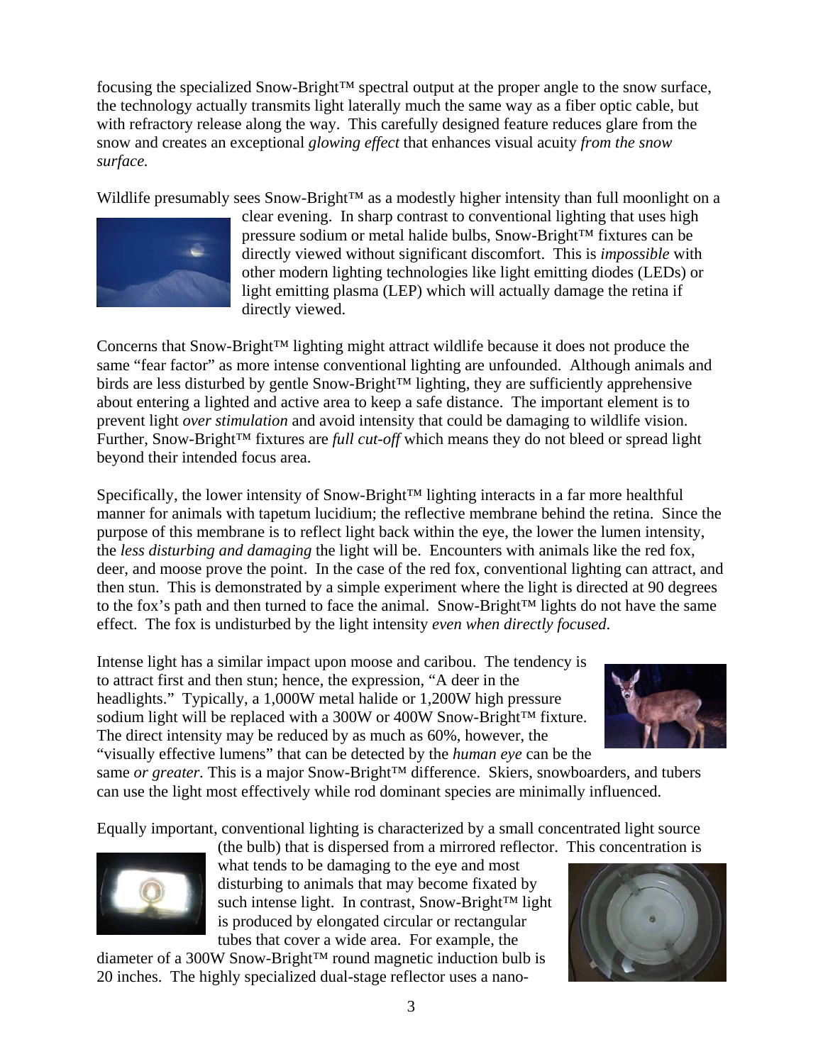focusing the specialized Snow-Bright™ spectral output at the proper angle to the snow surface, the technology actually transmits light laterally much the same way as a fiber optic cable, but with refractory release along the way. This carefully designed feature reduces glare from the snow and creates an exceptional *glowing effect* that enhances visual acuity *from the snow surface.*

Wildlife presumably sees Snow-Bright™ as a modestly higher intensity than full moonlight on a clear evening. In sharp contrast to conventional lighting that uses high pressure sodium or metal halide bulbs, Snow-Bright™ fixtures can be directly viewed without significant discomfort. This is *impossible* with other modern lighting technologies like light emitting diodes (LEDs) or light emitting plasma (LEP) which will actually damage the retina if directly viewed.

Concerns that Snow-Bright™ lighting might attract wildlife because it does not produce the same "fear factor" as more intense conventional lighting are unfounded. Although animals and birds are less disturbed by gentle Snow-Bright™ lighting, they are sufficiently apprehensive about entering a lighted and active area to keep a safe distance. The important element is to prevent light *over stimulation* and avoid intensity that could be damaging to wildlife vision. Further, Snow-Bright™ fixtures are *full cut-off* which means they do not bleed or spread light beyond their intended focus area.

Specifically, the lower intensity of Snow-Bright™ lighting interacts in a far more healthful manner for animals with tapetum lucidium; the reflective membrane behind the retina. Since the purpose of this membrane is to reflect light back within the eye, the lower the lumen intensity, the *less disturbing and damaging* the light will be. Encounters with animals like the red fox, deer, and moose prove the point. In the case of the red fox, conventional lighting can attract, and then stun. This is demonstrated by a simple experiment where the light is directed at 90 degrees to the fox's path and then turned to face the animal. Snow-Bright™ lights do not have the same effect. The fox is undisturbed by the light intensity *even when directly focused*.

Intense light has a similar impact upon moose and caribou. The tendency is to attract first and then stun; hence, the expression, "A deer in the headlights." Typically, a 1,000W metal halide or 1,200W high pressure sodium light will be replaced with a 300W or 400W Snow-Bright™ fixture. The direct intensity may be reduced by as much as 60%, however, the "visually effective lumens" that can be detected by the *human eye* can be the same *or greater.* This is a major Snow-Bright™ difference. Skiers, snowboarders, and tubers can use the light most effectively while rod dominant species are minimally influenced.

Equally important, conventional lighting is characterized by a small concentrated light source (the bulb) that is dispersed from a mirrored reflector. This concentration is what tends to be damaging to the eye and most disturbing to animals that may become fixated by such intense light. In contrast, Snow-Bright™ light is produced by elongated circular or rectangular tubes that cover a wide area. For example, the diameter of a 300W Snow-Bright™ round magnetic induction bulb is 20 inches. The highly specialized dual-stage reflector uses a nano-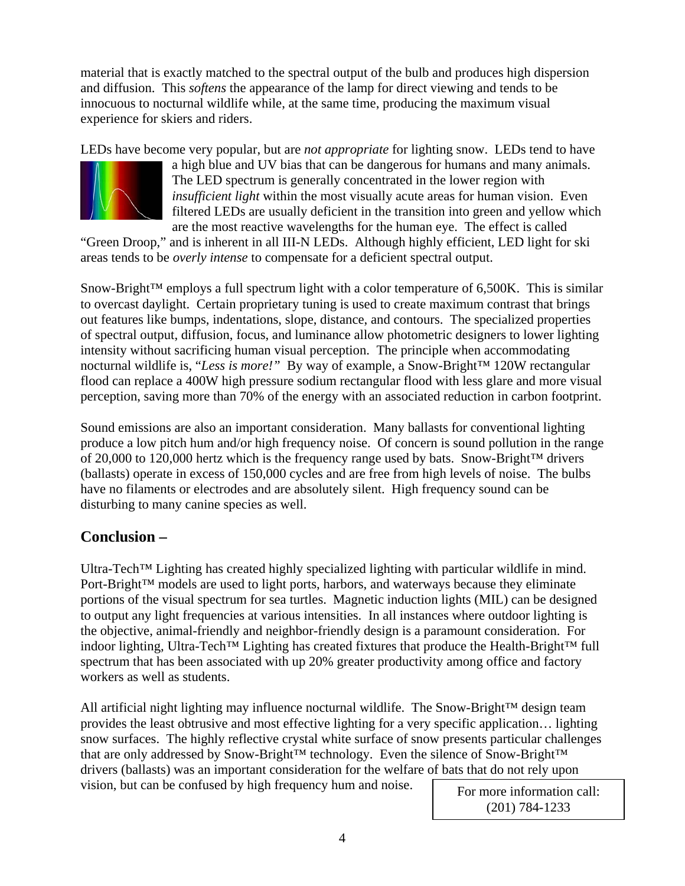material that is exactly matched to the spectral output of the bulb and produces high dispersion and diffusion. This *softens* the appearance of the lamp for direct viewing and tends to be innocuous to nocturnal wildlife while, at the same time, producing the maximum visual experience for skiers and riders.

LEDs have become very popular, but are *not appropriate* for lighting snow. LEDs tend to have a high blue and UV bias that can be dangerous for humans and many animals. The LED spectrum is generally concentrated in the lower region with *insufficient light* within the most visually acute areas for human vision. Even filtered LEDs are usually deficient in the transition into green and yellow which are the most reactive wavelengths for the human eye. The effect is called "Green Droop," and is inherent in all III-N LEDs. Although highly efficient, LED light for ski areas tends to be *overly intense* to compensate for a deficient spectral output.

Snow-Bright™ employs a full spectrum light with a color temperature of 6,500K. This is similar to overcast daylight. Certain proprietary tuning is used to create maximum contrast that brings out features like bumps, indentations, slope, distance, and contours. The specialized properties of spectral output, diffusion, focus, and luminance allow photometric designers to lower lighting intensity without sacrificing human visual perception. The principle when accommodating nocturnal wildlife is, "*Less is more!*" By way of example, a Snow-Bright™ 120W rectangular flood can replace a 400W high pressure sodium rectangular flood with less glare and more visual perception, saving more than 70% of the energy with an associated reduction in carbon footprint.

Sound emissions are also an important consideration. Many ballasts for conventional lighting produce a low pitch hum and/or high frequency noise. Of concern is sound pollution in the range of 20,000 to 120,000 hertz which is the frequency range used by bats. Snow-Bright™ drivers (ballasts) operate in excess of 150,000 cycles and are free from high levels of noise. The bulbs have no filaments or electrodes and are absolutely silent. High frequency sound can be disturbing to many canine species as well.

## Conclusion –

Ultra-Tech™ Lighting has created highly specialized lighting with particular wildlife in mind. Port-Bright™ models are used to light ports, harbors, and waterways because they eliminate portions of the visual spectrum for sea turtles. Magnetic induction lights (MIL) can be designed to output any light frequencies at various intensities. In all instances where outdoor lighting is the objective, animal-friendly and neighbor-friendly design is a paramount consideration. For indoor lighting, Ultra-Tech™ Lighting has created fixtures that produce the Health-Bright™ full spectrum that has been associated with up 20% greater productivity among office and factory workers as well as students.

All artificial night lighting may influence nocturnal wildlife. The Snow-Bright™ design team provides the least obtrusive and most effective lighting for a very specific application… lighting snow surfaces. The highly reflective crystal white surface of snow presents particular challenges that are only addressed by Snow-Bright™ technology. Even the silence of Snow-Bright™ drivers (ballasts) was an important consideration for the welfare of bats that do not rely upon vision, but can be confused by high frequency hum and noise.

For more information call:
(201) 784-1233